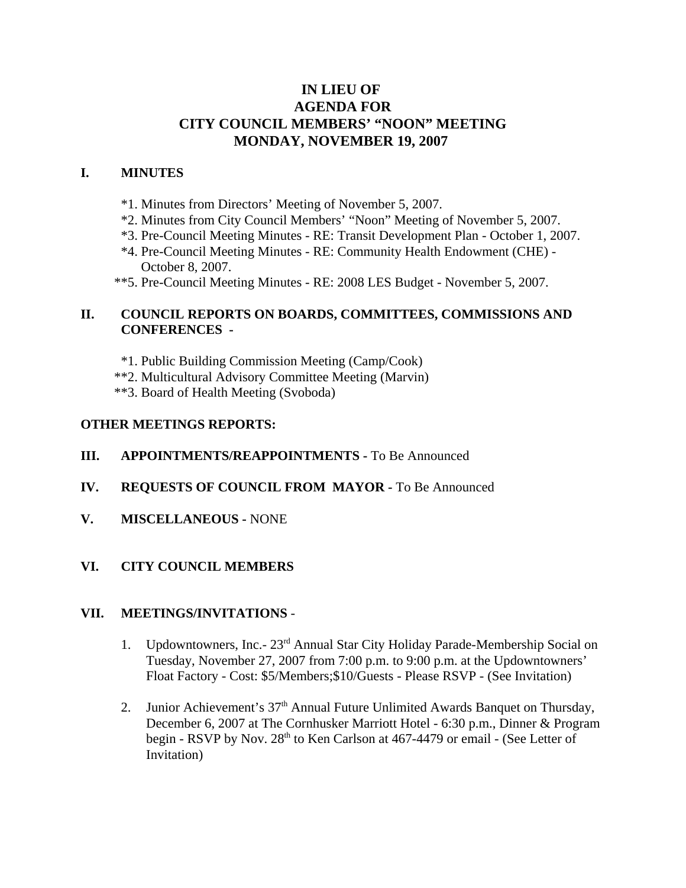# IN LIEU OF
# AGENDA FOR
# CITY COUNCIL MEMBERS' "NOON" MEETING
# MONDAY, NOVEMBER 19, 2007

## I. MINUTES

*1. Minutes from Directors' Meeting of November 5, 2007.

*2. Minutes from City Council Members' "Noon" Meeting of November 5, 2007.

*3. Pre-Council Meeting Minutes - RE: Transit Development Plan - October 1, 2007.

*4. Pre-Council Meeting Minutes - RE: Community Health Endowment (CHE) - October 8, 2007.

**5. Pre-Council Meeting Minutes - RE: 2008 LES Budget - November 5, 2007.

## II. COUNCIL REPORTS ON BOARDS, COMMITTEES, COMMISSIONS AND CONFERENCES -

*1. Public Building Commission Meeting (Camp/Cook)

**2. Multicultural Advisory Committee Meeting (Marvin)

**3. Board of Health Meeting (Svoboda)

**OTHER MEETINGS REPORTS:**

## III. APPOINTMENTS/REAPPOINTMENTS - To Be Announced

## IV. REQUESTS OF COUNCIL FROM MAYOR - To Be Announced

## V. MISCELLANEOUS - NONE

## VI. CITY COUNCIL MEMBERS

## VII. MEETINGS/INVITATIONS -

1. Updowntowners, Inc.- 23rd Annual Star City Holiday Parade-Membership Social on Tuesday, November 27, 2007 from 7:00 p.m. to 9:00 p.m. at the Updowntowners' Float Factory - Cost: $5/Members;$10/Guests - Please RSVP - (See Invitation)

2. Junior Achievement's 37th Annual Future Unlimited Awards Banquet on Thursday, December 6, 2007 at The Cornhusker Marriott Hotel - 6:30 p.m., Dinner & Program begin - RSVP by Nov. 28th to Ken Carlson at 467-4479 or email - (See Letter of Invitation)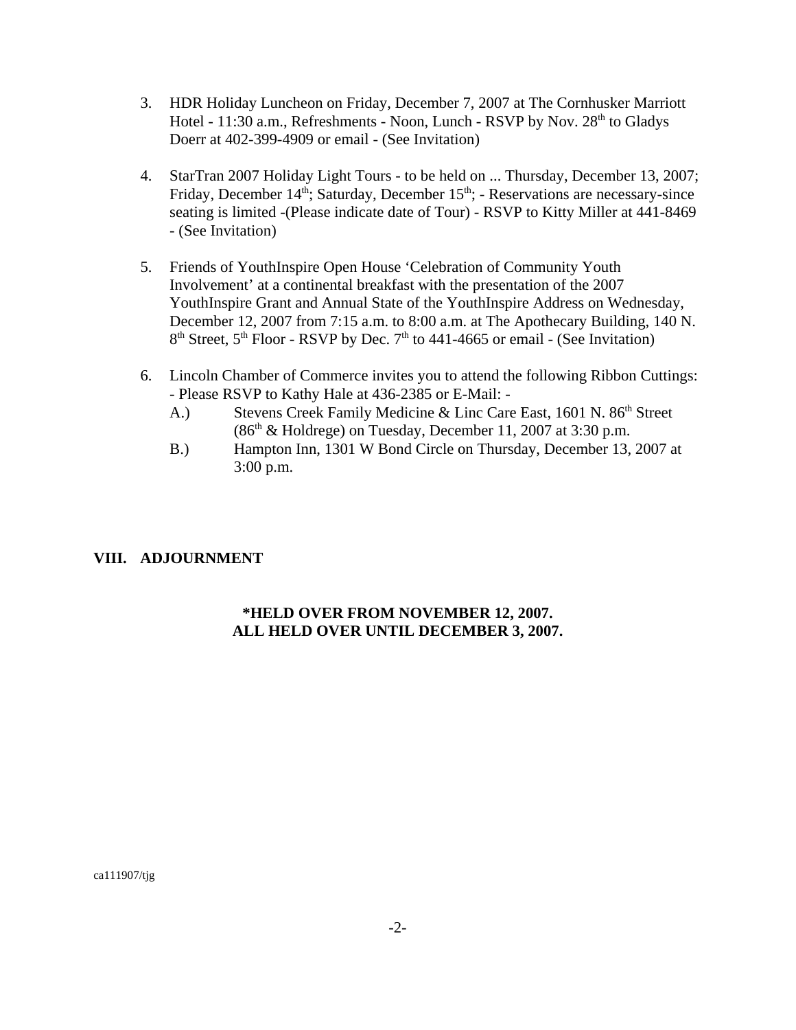3. HDR Holiday Luncheon on Friday, December 7, 2007 at The Cornhusker Marriott Hotel - 11:30 a.m., Refreshments - Noon, Lunch - RSVP by Nov. 28th to Gladys Doerr at 402-399-4909 or email - (See Invitation)

4. StarTran 2007 Holiday Light Tours - to be held on ... Thursday, December 13, 2007; Friday, December 14th; Saturday, December 15th; - Reservations are necessary-since seating is limited -(Please indicate date of Tour) - RSVP to Kitty Miller at 441-8469 - (See Invitation)

5. Friends of YouthInspire Open House 'Celebration of Community Youth Involvement' at a continental breakfast with the presentation of the 2007 YouthInspire Grant and Annual State of the YouthInspire Address on Wednesday, December 12, 2007 from 7:15 a.m. to 8:00 a.m. at The Apothecary Building, 140 N. 8th Street, 5th Floor - RSVP by Dec. 7th to 441-4665 or email - (See Invitation)

6. Lincoln Chamber of Commerce invites you to attend the following Ribbon Cuttings: - Please RSVP to Kathy Hale at 436-2385 or E-Mail: -
   - A.) Stevens Creek Family Medicine & Linc Care East, 1601 N. 86th Street (86th & Holdrege) on Tuesday, December 11, 2007 at 3:30 p.m.
   - B.) Hampton Inn, 1301 W Bond Circle on Thursday, December 13, 2007 at 3:00 p.m.

## VIII. ADJOURNMENT

**\*HELD OVER FROM NOVEMBER 12, 2007.**
**ALL HELD OVER UNTIL DECEMBER 3, 2007.**

ca111907/tjg